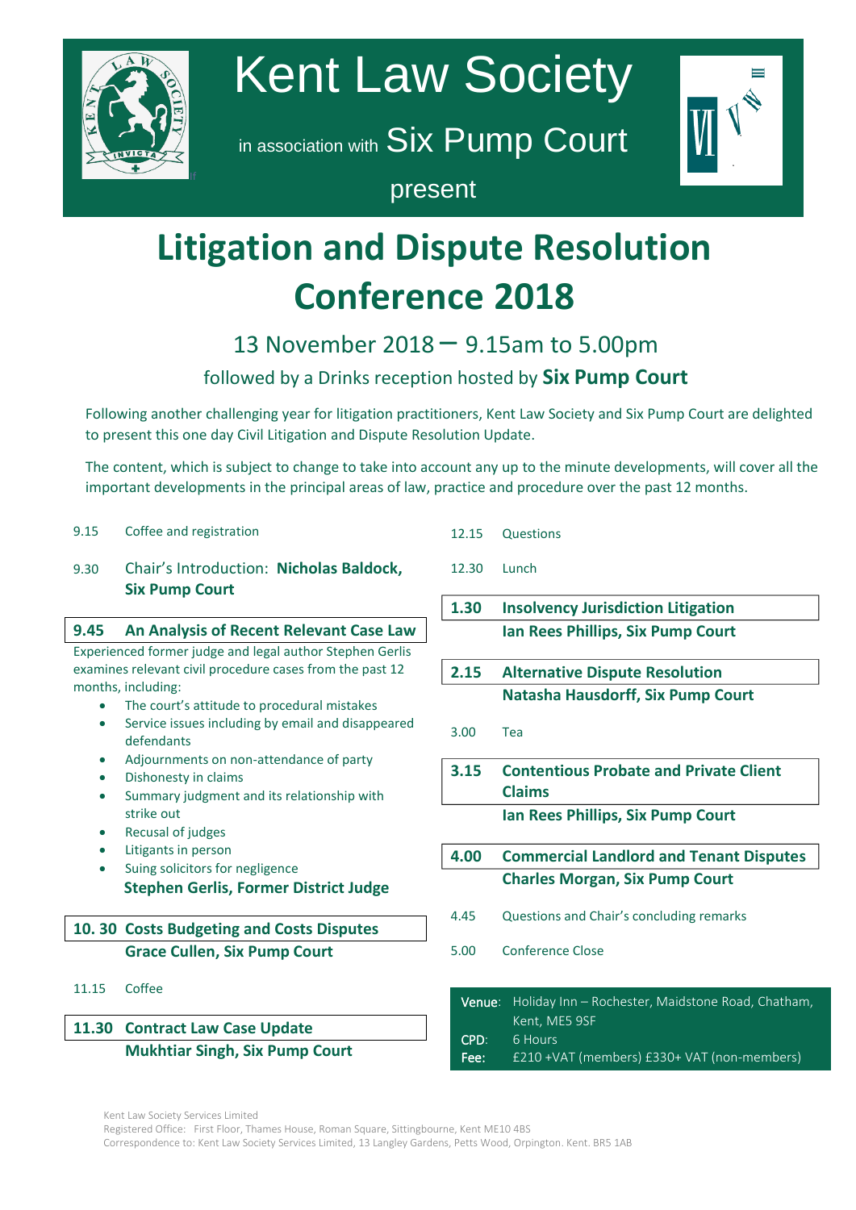# Kent Law Society

in association with Six Pump Court

present

# Litigation and Dispute Resolution Conference 2018

## 13 November 2018 – 9.15am to 5.00pm

followed by a Drinks reception hosted by **Six Pump Court**

Following another challenging year for litigation practitioners, Kent Law Society and Six Pump Court are delighted to present this one day Civil Litigation and Dispute Resolution Update.

The content, which is subject to change to take into account any up to the minute developments, will cover all the important developments in the principal areas of law, practice and procedure over the past 12 months.

9.15 Coffee and registration

9.30 Chair's Introduction: **Nicholas Baldock, Six Pump Court**

**9.45 An Analysis of Recent Relevant Case Law**

Experienced former judge and legal author Stephen Gerlis examines relevant civil procedure cases from the past 12 months, including:

- The court's attitude to procedural mistakes
- Service issues including by email and disappeared defendants
- Adjournments on non-attendance of party
- Dishonesty in claims
- Summary judgment and its relationship with strike out
- Recusal of judges
- Litigants in person
- Suing solicitors for negligence

**Stephen Gerlis, Former District Judge**

**10. 30 Costs Budgeting and Costs Disputes**
**Grace Cullen, Six Pump Court**

11.15 Coffee

**11.30 Contract Law Case Update**
**Mukhtiar Singh, Six Pump Court**

12.15 Questions

12.30 Lunch

**1.30 Insolvency Jurisdiction Litigation**
**Ian Rees Phillips, Six Pump Court**

**2.15 Alternative Dispute Resolution**
**Natasha Hausdorff, Six Pump Court**

3.00 Tea

**3.15 Contentious Probate and Private Client Claims**
**Ian Rees Phillips, Six Pump Court**

**4.00 Commercial Landlord and Tenant Disputes**
**Charles Morgan, Six Pump Court**

4.45 Questions and Chair's concluding remarks

5.00 Conference Close

**Venue:** Holiday Inn – Rochester, Maidstone Road, Chatham, Kent, ME5 9SF
**CPD:** 6 Hours
**Fee:** £210 +VAT (members) £330+ VAT (non-members)

Kent Law Society Services Limited
Registered Office: First Floor, Thames House, Roman Square, Sittingbourne, Kent ME10 4BS
Correspondence to: Kent Law Society Services Limited, 13 Langley Gardens, Petts Wood, Orpington. Kent. BR5 1AB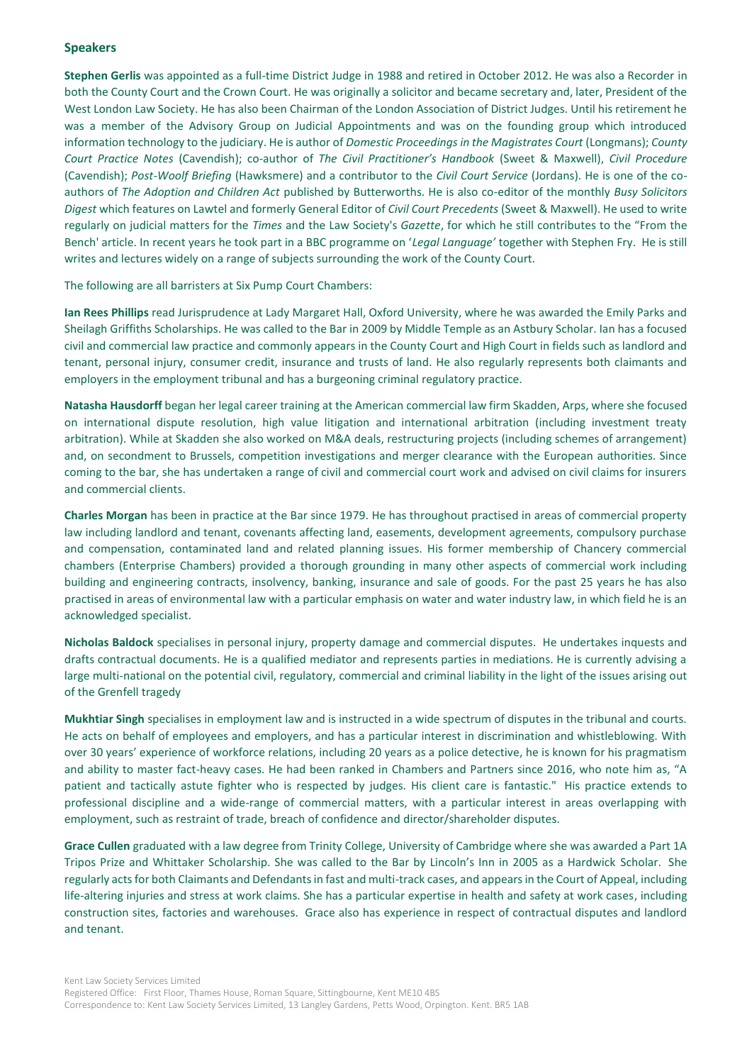## Speakers

**Stephen Gerlis** was appointed as a full-time District Judge in 1988 and retired in October 2012. He was also a Recorder in both the County Court and the Crown Court. He was originally a solicitor and became secretary and, later, President of the West London Law Society. He has also been Chairman of the London Association of District Judges. Until his retirement he was a member of the Advisory Group on Judicial Appointments and was on the founding group which introduced information technology to the judiciary. He is author of *Domestic Proceedings in the Magistrates Court* (Longmans); *County Court Practice Notes* (Cavendish); co-author of *The Civil Practitioner's Handbook* (Sweet & Maxwell), *Civil Procedure* (Cavendish); *Post-Woolf Briefing* (Hawksmere) and a contributor to the *Civil Court Service* (Jordans). He is one of the co-authors of *The Adoption and Children Act* published by Butterworths. He is also co-editor of the monthly *Busy Solicitors Digest* which features on Lawtel and formerly General Editor of *Civil Court Precedents* (Sweet & Maxwell). He used to write regularly on judicial matters for the *Times* and the Law Society's *Gazette*, for which he still contributes to the "From the Bench' article. In recent years he took part in a BBC programme on '*Legal Language'* together with Stephen Fry. He is still writes and lectures widely on a range of subjects surrounding the work of the County Court.

The following are all barristers at Six Pump Court Chambers:

**Ian Rees Phillips** read Jurisprudence at Lady Margaret Hall, Oxford University, where he was awarded the Emily Parks and Sheilagh Griffiths Scholarships. He was called to the Bar in 2009 by Middle Temple as an Astbury Scholar. Ian has a focused civil and commercial law practice and commonly appears in the County Court and High Court in fields such as landlord and tenant, personal injury, consumer credit, insurance and trusts of land. He also regularly represents both claimants and employers in the employment tribunal and has a burgeoning criminal regulatory practice.

**Natasha Hausdorff** began her legal career training at the American commercial law firm Skadden, Arps, where she focused on international dispute resolution, high value litigation and international arbitration (including investment treaty arbitration). While at Skadden she also worked on M&A deals, restructuring projects (including schemes of arrangement) and, on secondment to Brussels, competition investigations and merger clearance with the European authorities. Since coming to the bar, she has undertaken a range of civil and commercial court work and advised on civil claims for insurers and commercial clients.

**Charles Morgan** has been in practice at the Bar since 1979. He has throughout practised in areas of commercial property law including landlord and tenant, covenants affecting land, easements, development agreements, compulsory purchase and compensation, contaminated land and related planning issues. His former membership of Chancery commercial chambers (Enterprise Chambers) provided a thorough grounding in many other aspects of commercial work including building and engineering contracts, insolvency, banking, insurance and sale of goods. For the past 25 years he has also practised in areas of environmental law with a particular emphasis on water and water industry law, in which field he is an acknowledged specialist.

**Nicholas Baldock** specialises in personal injury, property damage and commercial disputes. He undertakes inquests and drafts contractual documents. He is a qualified mediator and represents parties in mediations. He is currently advising a large multi-national on the potential civil, regulatory, commercial and criminal liability in the light of the issues arising out of the Grenfell tragedy

**Mukhtiar Singh** specialises in employment law and is instructed in a wide spectrum of disputes in the tribunal and courts. He acts on behalf of employees and employers, and has a particular interest in discrimination and whistleblowing. With over 30 years' experience of workforce relations, including 20 years as a police detective, he is known for his pragmatism and ability to master fact-heavy cases. He had been ranked in Chambers and Partners since 2016, who note him as, "A patient and tactically astute fighter who is respected by judges. His client care is fantastic." His practice extends to professional discipline and a wide-range of commercial matters, with a particular interest in areas overlapping with employment, such as restraint of trade, breach of confidence and director/shareholder disputes.

**Grace Cullen** graduated with a law degree from Trinity College, University of Cambridge where she was awarded a Part 1A Tripos Prize and Whittaker Scholarship. She was called to the Bar by Lincoln's Inn in 2005 as a Hardwick Scholar. She regularly acts for both Claimants and Defendants in fast and multi-track cases, and appears in the Court of Appeal, including life-altering injuries and stress at work claims. She has a particular expertise in health and safety at work cases, including construction sites, factories and warehouses. Grace also has experience in respect of contractual disputes and landlord and tenant.

Kent Law Society Services Limited
Registered Office: First Floor, Thames House, Roman Square, Sittingbourne, Kent ME10 4BS
Correspondence to: Kent Law Society Services Limited, 13 Langley Gardens, Petts Wood, Orpington. Kent. BR5 1AB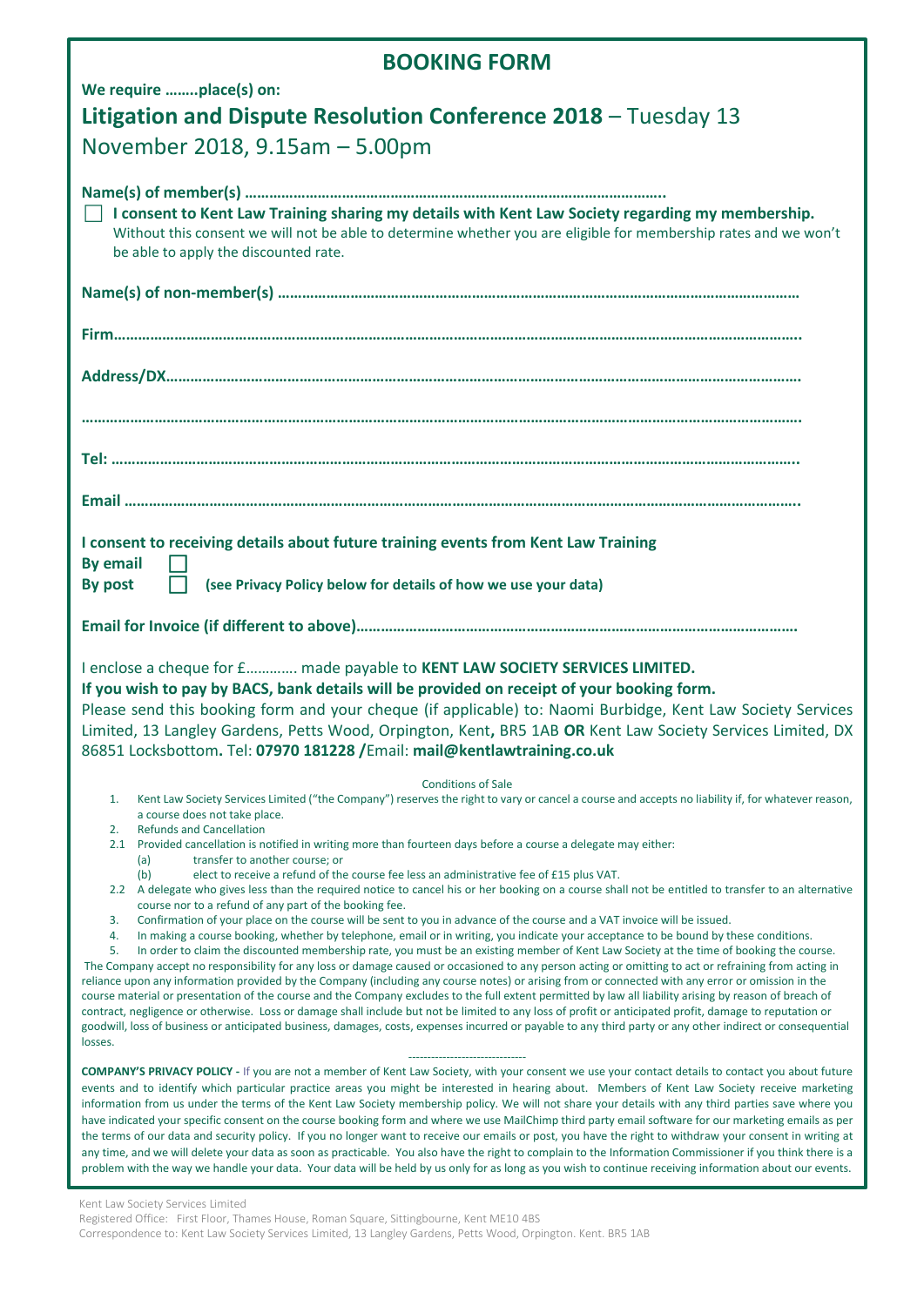# BOOKING FORM

**We require ……..place(s) on:**

## **Litigation and Dispute Resolution Conference 2018** – Tuesday 13 November 2018, 9.15am – 5.00pm

**Name(s) of member(s) …………………………………………………………………………………………..**

☐ **I consent to Kent Law Training sharing my details with Kent Law Society regarding my membership.** Without this consent we will not be able to determine whether you are eligible for membership rates and we won't be able to apply the discounted rate.

**Name(s) of non-member(s) ……………………………………………………………………………………………………………**

**Firm…………………………………………………………………………………………………………………………………………….**

**Address/DX……………………………………………………………………………………………………………………………………**

**………………………………………………………………………………………………………………………………………………….**

**Tel: ……………………………………………………………………………………………………………………………………………..**

**Email …………………………………………………………………………………………………………………………………………..**

**I consent to receiving details about future training events from Kent Law Training**

**By email** ☐

**By post** ☐ **(see Privacy Policy below for details of how we use your data)**

**Email for Invoice (if different to above)……………………………………………………………………………………………**

I enclose a cheque for £………… made payable to **KENT LAW SOCIETY SERVICES LIMITED.**

**If you wish to pay by BACS, bank details will be provided on receipt of your booking form.**

Please send this booking form and your cheque (if applicable) to: Naomi Burbidge, Kent Law Society Services Limited, 13 Langley Gardens, Petts Wood, Orpington, Kent**,** BR5 1AB **OR** Kent Law Society Services Limited, DX 86851 Locksbottom**.** Tel: **07970 181228 /**Email: **mail@kentlawtraining.co.uk**

Conditions of Sale

1. Kent Law Society Services Limited ("the Company") reserves the right to vary or cancel a course and accepts no liability if, for whatever reason, a course does not take place.
2. Refunds and Cancellation

2.1 Provided cancellation is notified in writing more than fourteen days before a course a delegate may either:
   (a) transfer to another course; or
   (b) elect to receive a refund of the course fee less an administrative fee of £15 plus VAT.

2.2 A delegate who gives less than the required notice to cancel his or her booking on a course shall not be entitled to transfer to an alternative course nor to a refund of any part of the booking fee.

3. Confirmation of your place on the course will be sent to you in advance of the course and a VAT invoice will be issued.
4. In making a course booking, whether by telephone, email or in writing, you indicate your acceptance to be bound by these conditions.
5. In order to claim the discounted membership rate, you must be an existing member of Kent Law Society at the time of booking the course.

The Company accept no responsibility for any loss or damage caused or occasioned to any person acting or omitting to act or refraining from acting in reliance upon any information provided by the Company (including any course notes) or arising from or connected with any error or omission in the course material or presentation of the course and the Company excludes to the full extent permitted by law all liability arising by reason of breach of contract, negligence or otherwise. Loss or damage shall include but not be limited to any loss of profit or anticipated profit, damage to reputation or goodwill, loss of business or anticipated business, damages, costs, expenses incurred or payable to any third party or any other indirect or consequential losses.

------------------------------

**COMPANY'S PRIVACY POLICY -** If you are not a member of Kent Law Society, with your consent we use your contact details to contact you about future events and to identify which particular practice areas you might be interested in hearing about. Members of Kent Law Society receive marketing information from us under the terms of the Kent Law Society membership policy. We will not share your details with any third parties save where you have indicated your specific consent on the course booking form and where we use MailChimp third party email software for our marketing emails as per the terms of our data and security policy. If you no longer want to receive our emails or post, you have the right to withdraw your consent in writing at any time, and we will delete your data as soon as practicable. You also have the right to complain to the Information Commissioner if you think there is a problem with the way we handle your data. Your data will be held by us only for as long as you wish to continue receiving information about our events.

Kent Law Society Services Limited
Registered Office: First Floor, Thames House, Roman Square, Sittingbourne, Kent ME10 4BS
Correspondence to: Kent Law Society Services Limited, 13 Langley Gardens, Petts Wood, Orpington. Kent. BR5 1AB